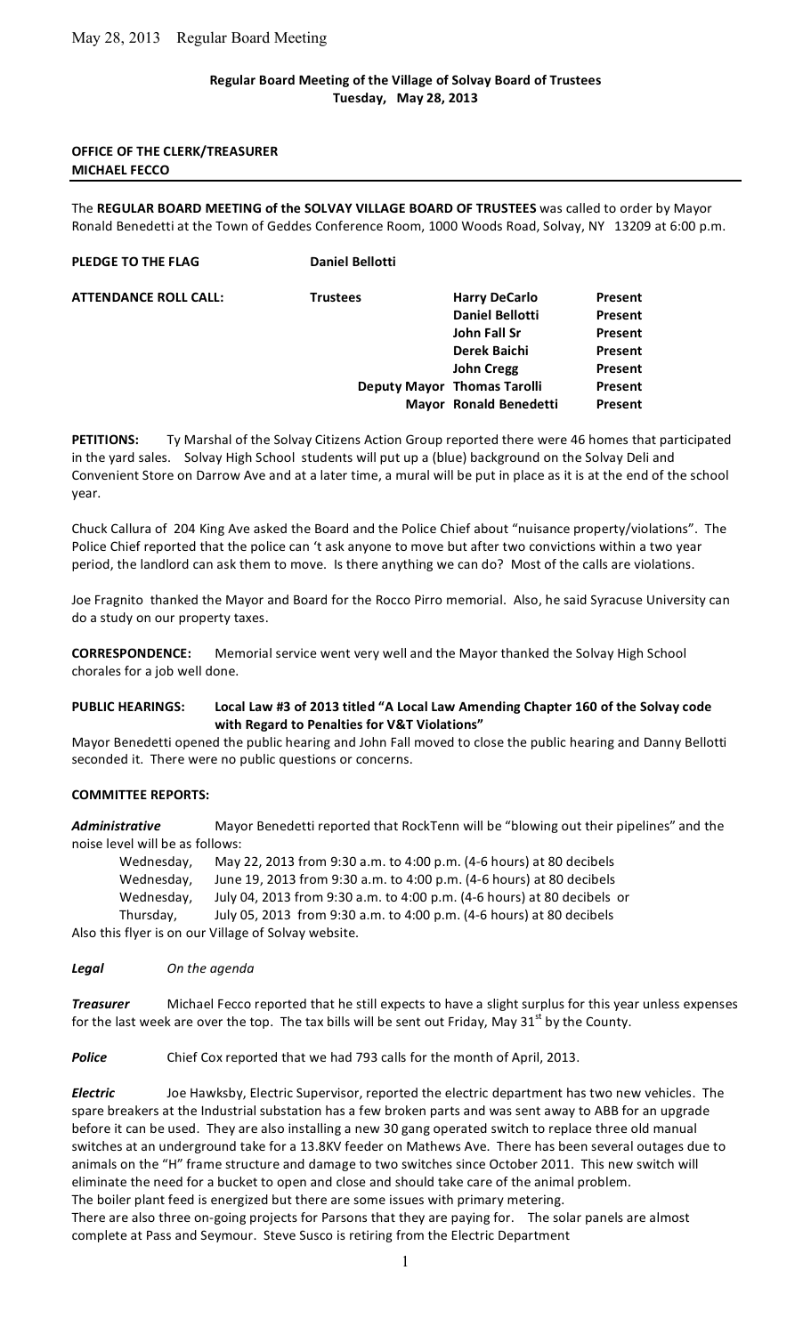**Regular Board Meeting of the Village of Solvay Board of Trustees**
**Tuesday, May 28, 2013**

**OFFICE OF THE CLERK/TREASURER**
**MICHAEL FECCO**

---

The **REGULAR BOARD MEETING of the SOLVAY VILLAGE BOARD OF TRUSTEES** was called to order by Mayor Ronald Benedetti at the Town of Geddes Conference Room, 1000 Woods Road, Solvay, NY 13209 at 6:00 p.m.

**PLEDGE TO THE FLAG** **Daniel Bellotti**

| **ATTENDANCE ROLL CALL:** | **Trustees** | **Harry DeCarlo** | **Present** |
|---|---|---|---|
| | | **Daniel Bellotti** | **Present** |
| | | **John Fall Sr** | **Present** |
| | | **Derek Baichi** | **Present** |
| | | **John Cregg** | **Present** |
| | **Deputy Mayor** | **Thomas Tarolli** | **Present** |
| | **Mayor** | **Ronald Benedetti** | **Present** |

**PETITIONS:** Ty Marshal of the Solvay Citizens Action Group reported there were 46 homes that participated in the yard sales. Solvay High School students will put up a (blue) background on the Solvay Deli and Convenient Store on Darrow Ave and at a later time, a mural will be put in place as it is at the end of the school year.

Chuck Callura of 204 King Ave asked the Board and the Police Chief about "nuisance property/violations". The Police Chief reported that the police can 't ask anyone to move but after two convictions within a two year period, the landlord can ask them to move. Is there anything we can do? Most of the calls are violations.

Joe Fragnito thanked the Mayor and Board for the Rocco Pirro memorial. Also, he said Syracuse University can do a study on our property taxes.

**CORRESPONDENCE:** Memorial service went very well and the Mayor thanked the Solvay High School chorales for a job well done.

**PUBLIC HEARINGS: Local Law #3 of 2013 titled "A Local Law Amending Chapter 160 of the Solvay code with Regard to Penalties for V&T Violations"**

Mayor Benedetti opened the public hearing and John Fall moved to close the public hearing and Danny Bellotti seconded it. There were no public questions or concerns.

**COMMITTEE REPORTS:**

***Administrative*** Mayor Benedetti reported that RockTenn will be "blowing out their pipelines" and the noise level will be as follows:

Wednesday, May 22, 2013 from 9:30 a.m. to 4:00 p.m. (4-6 hours) at 80 decibels
Wednesday, June 19, 2013 from 9:30 a.m. to 4:00 p.m. (4-6 hours) at 80 decibels
Wednesday, July 04, 2013 from 9:30 a.m. to 4:00 p.m. (4-6 hours) at 80 decibels or
Thursday, July 05, 2013 from 9:30 a.m. to 4:00 p.m. (4-6 hours) at 80 decibels

Also this flyer is on our Village of Solvay website.

***Legal*** *On the agenda*

***Treasurer*** Michael Fecco reported that he still expects to have a slight surplus for this year unless expenses for the last week are over the top. The tax bills will be sent out Friday, May 31st by the County.

***Police*** Chief Cox reported that we had 793 calls for the month of April, 2013.

***Electric*** Joe Hawksby, Electric Supervisor, reported the electric department has two new vehicles. The spare breakers at the Industrial substation has a few broken parts and was sent away to ABB for an upgrade before it can be used. They are also installing a new 30 gang operated switch to replace three old manual switches at an underground take for a 13.8KV feeder on Mathews Ave. There has been several outages due to animals on the "H" frame structure and damage to two switches since October 2011. This new switch will eliminate the need for a bucket to open and close and should take care of the animal problem.
The boiler plant feed is energized but there are some issues with primary metering.
There are also three on-going projects for Parsons that they are paying for. The solar panels are almost complete at Pass and Seymour. Steve Susco is retiring from the Electric Department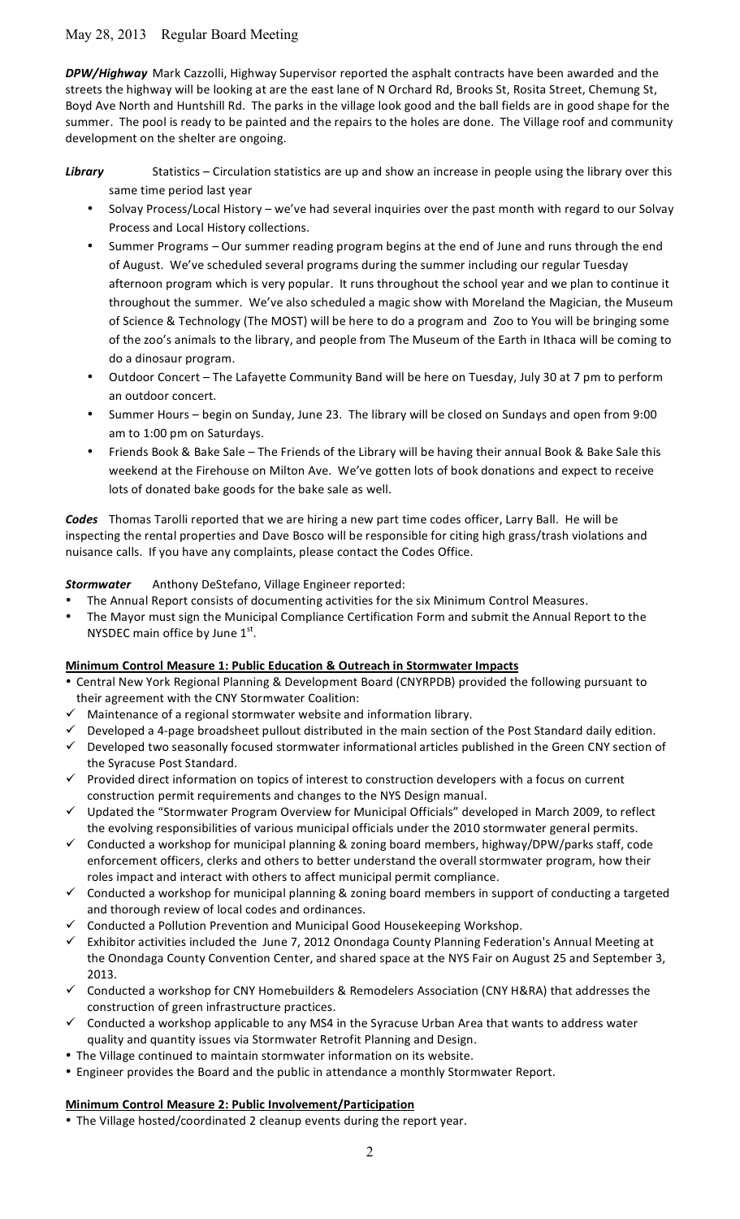May 28, 2013 Regular Board Meeting

***DPW/Highway*** Mark Cazzolli, Highway Supervisor reported the asphalt contracts have been awarded and the streets the highway will be looking at are the east lane of N Orchard Rd, Brooks St, Rosita Street, Chemung St, Boyd Ave North and Huntshill Rd. The parks in the village look good and the ball fields are in good shape for the summer. The pool is ready to be painted and the repairs to the holes are done. The Village roof and community development on the shelter are ongoing.

***Library*** Statistics – Circulation statistics are up and show an increase in people using the library over this same time period last year

- Solvay Process/Local History – we've had several inquiries over the past month with regard to our Solvay Process and Local History collections.
- Summer Programs – Our summer reading program begins at the end of June and runs through the end of August. We've scheduled several programs during the summer including our regular Tuesday afternoon program which is very popular. It runs throughout the school year and we plan to continue it throughout the summer. We've also scheduled a magic show with Moreland the Magician, the Museum of Science & Technology (The MOST) will be here to do a program and Zoo to You will be bringing some of the zoo's animals to the library, and people from The Museum of the Earth in Ithaca will be coming to do a dinosaur program.
- Outdoor Concert – The Lafayette Community Band will be here on Tuesday, July 30 at 7 pm to perform an outdoor concert.
- Summer Hours – begin on Sunday, June 23. The library will be closed on Sundays and open from 9:00 am to 1:00 pm on Saturdays.
- Friends Book & Bake Sale – The Friends of the Library will be having their annual Book & Bake Sale this weekend at the Firehouse on Milton Ave. We've gotten lots of book donations and expect to receive lots of donated bake goods for the bake sale as well.

***Codes*** Thomas Tarolli reported that we are hiring a new part time codes officer, Larry Ball. He will be inspecting the rental properties and Dave Bosco will be responsible for citing high grass/trash violations and nuisance calls. If you have any complaints, please contact the Codes Office.

***Stormwater*** Anthony DeStefano, Village Engineer reported:

- The Annual Report consists of documenting activities for the six Minimum Control Measures.
- The Mayor must sign the Municipal Compliance Certification Form and submit the Annual Report to the NYSDEC main office by June 1st.

**Minimum Control Measure 1: Public Education & Outreach in Stormwater Impacts**

- Central New York Regional Planning & Development Board (CNYRPDB) provided the following pursuant to their agreement with the CNY Stormwater Coalition:
  - ✓ Maintenance of a regional stormwater website and information library.
  - ✓ Developed a 4-page broadsheet pullout distributed in the main section of the Post Standard daily edition.
  - ✓ Developed two seasonally focused stormwater informational articles published in the Green CNY section of the Syracuse Post Standard.
  - ✓ Provided direct information on topics of interest to construction developers with a focus on current construction permit requirements and changes to the NYS Design manual.
  - ✓ Updated the "Stormwater Program Overview for Municipal Officials" developed in March 2009, to reflect the evolving responsibilities of various municipal officials under the 2010 stormwater general permits.
  - ✓ Conducted a workshop for municipal planning & zoning board members, highway/DPW/parks staff, code enforcement officers, clerks and others to better understand the overall stormwater program, how their roles impact and interact with others to affect municipal permit compliance.
  - ✓ Conducted a workshop for municipal planning & zoning board members in support of conducting a targeted and thorough review of local codes and ordinances.
  - ✓ Conducted a Pollution Prevention and Municipal Good Housekeeping Workshop.
  - ✓ Exhibitor activities included the June 7, 2012 Onondaga County Planning Federation's Annual Meeting at the Onondaga County Convention Center, and shared space at the NYS Fair on August 25 and September 3, 2013.
  - ✓ Conducted a workshop for CNY Homebuilders & Remodelers Association (CNY H&RA) that addresses the construction of green infrastructure practices.
  - ✓ Conducted a workshop applicable to any MS4 in the Syracuse Urban Area that wants to address water quality and quantity issues via Stormwater Retrofit Planning and Design.
- The Village continued to maintain stormwater information on its website.
- Engineer provides the Board and the public in attendance a monthly Stormwater Report.

**Minimum Control Measure 2: Public Involvement/Participation**

- The Village hosted/coordinated 2 cleanup events during the report year.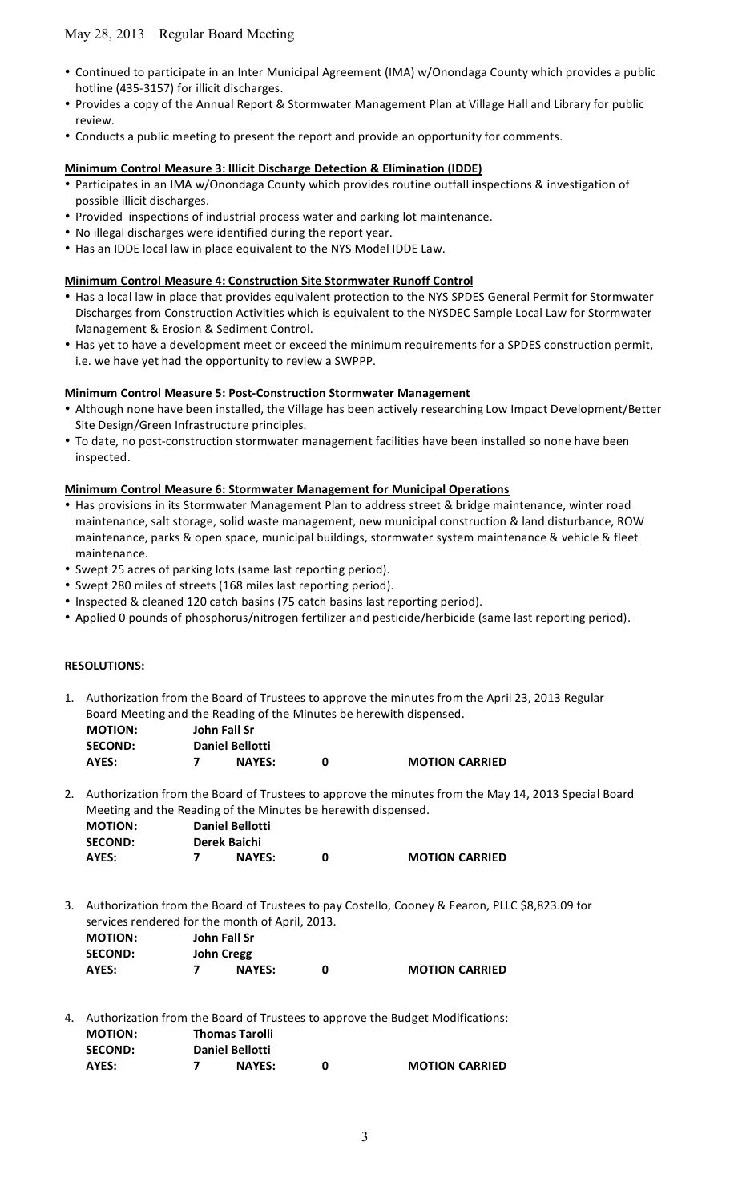- Continued to participate in an Inter Municipal Agreement (IMA) w/Onondaga County which provides a public hotline (435-3157) for illicit discharges.
- Provides a copy of the Annual Report & Stormwater Management Plan at Village Hall and Library for public review.
- Conducts a public meeting to present the report and provide an opportunity for comments.

**Minimum Control Measure 3: Illicit Discharge Detection & Elimination (IDDE)**

- Participates in an IMA w/Onondaga County which provides routine outfall inspections & investigation of possible illicit discharges.
- Provided inspections of industrial process water and parking lot maintenance.
- No illegal discharges were identified during the report year.
- Has an IDDE local law in place equivalent to the NYS Model IDDE Law.

**Minimum Control Measure 4: Construction Site Stormwater Runoff Control**

- Has a local law in place that provides equivalent protection to the NYS SPDES General Permit for Stormwater Discharges from Construction Activities which is equivalent to the NYSDEC Sample Local Law for Stormwater Management & Erosion & Sediment Control.
- Has yet to have a development meet or exceed the minimum requirements for a SPDES construction permit, i.e. we have yet had the opportunity to review a SWPPP.

**Minimum Control Measure 5: Post-Construction Stormwater Management**

- Although none have been installed, the Village has been actively researching Low Impact Development/Better Site Design/Green Infrastructure principles.
- To date, no post-construction stormwater management facilities have been installed so none have been inspected.

**Minimum Control Measure 6: Stormwater Management for Municipal Operations**

- Has provisions in its Stormwater Management Plan to address street & bridge maintenance, winter road maintenance, salt storage, solid waste management, new municipal construction & land disturbance, ROW maintenance, parks & open space, municipal buildings, stormwater system maintenance & vehicle & fleet maintenance.
- Swept 25 acres of parking lots (same last reporting period).
- Swept 280 miles of streets (168 miles last reporting period).
- Inspected & cleaned 120 catch basins (75 catch basins last reporting period).
- Applied 0 pounds of phosphorus/nitrogen fertilizer and pesticide/herbicide (same last reporting period).

**RESOLUTIONS:**

1. Authorization from the Board of Trustees to approve the minutes from the April 23, 2013 Regular Board Meeting and the Reading of the Minutes be herewith dispensed.

   **MOTION:** John Fall Sr
   **SECOND:** Daniel Bellotti
   **AYES:** 7 **NAYES:** 0 **MOTION CARRIED**

2. Authorization from the Board of Trustees to approve the minutes from the May 14, 2013 Special Board Meeting and the Reading of the Minutes be herewith dispensed.

   **MOTION:** Daniel Bellotti
   **SECOND:** Derek Baichi
   **AYES:** 7 **NAYES:** 0 **MOTION CARRIED**

3. Authorization from the Board of Trustees to pay Costello, Cooney & Fearon, PLLC $8,823.09 for services rendered for the month of April, 2013.

   **MOTION:** John Fall Sr
   **SECOND:** John Cregg
   **AYES:** 7 **NAYES:** 0 **MOTION CARRIED**

4. Authorization from the Board of Trustees to approve the Budget Modifications:

   **MOTION:** Thomas Tarolli
   **SECOND:** Daniel Bellotti
   **AYES:** 7 **NAYES:** 0 **MOTION CARRIED**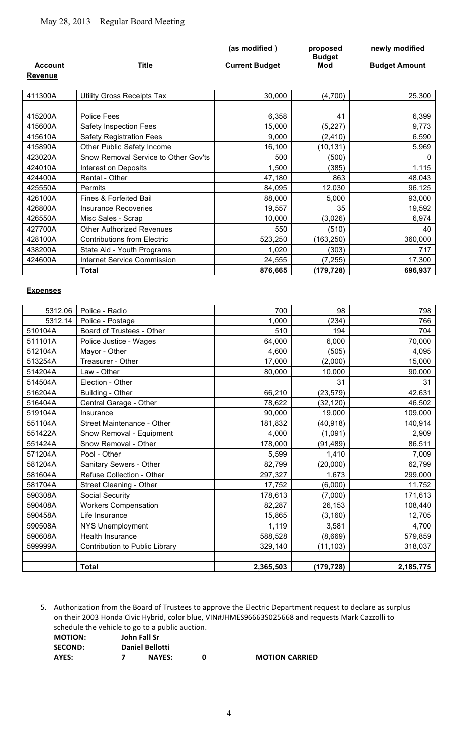May 28, 2013 Regular Board Meeting

| Account | Title | (as modified ) Current Budget | proposed Budget Mod | newly modified Budget Amount |
|---|---|---|---|---|
| **Revenue** | | | | |
| 411300A | Utility Gross Receipts Tax | 30,000 | (4,700) | 25,300 |
| | | | | |
| 415200A | Police Fees | 6,358 | 41 | 6,399 |
| 415600A | Safety Inspection Fees | 15,000 | (5,227) | 9,773 |
| 415610A | Safety Registration Fees | 9,000 | (2,410) | 6,590 |
| 415890A | Other Public Safety Income | 16,100 | (10,131) | 5,969 |
| 423020A | Snow Removal Service to Other Gov'ts | 500 | (500) | 0 |
| 424010A | Interest on Deposits | 1,500 | (385) | 1,115 |
| 424400A | Rental - Other | 47,180 | 863 | 48,043 |
| 425550A | Permits | 84,095 | 12,030 | 96,125 |
| 426100A | Fines & Forfeited Bail | 88,000 | 5,000 | 93,000 |
| 426800A | Insurance Recoveries | 19,557 | 35 | 19,592 |
| 426550A | Misc Sales - Scrap | 10,000 | (3,026) | 6,974 |
| 427700A | Other Authorized Revenues | 550 | (510) | 40 |
| 428100A | Contributions from Electric | 523,250 | (163,250) | 360,000 |
| 438200A | State Aid - Youth Programs | 1,020 | (303) | 717 |
| 424600A | Internet Service Commission | 24,555 | (7,255) | 17,300 |
| | **Total** | **876,665** | **(179,728)** | **696,937** |

**Expenses**

| Account | Title | Current Budget | Budget Mod | Budget Amount |
|---|---|---|---|---|
| 5312.06 | Police - Radio | 700 | 98 | 798 |
| 5312.14 | Police - Postage | 1,000 | (234) | 766 |
| 510104A | Board of Trustees - Other | 510 | 194 | 704 |
| 511101A | Police Justice - Wages | 64,000 | 6,000 | 70,000 |
| 512104A | Mayor - Other | 4,600 | (505) | 4,095 |
| 513254A | Treasurer - Other | 17,000 | (2,000) | 15,000 |
| 514204A | Law - Other | 80,000 | 10,000 | 90,000 |
| 514504A | Election - Other | | 31 | 31 |
| 516204A | Building - Other | 66,210 | (23,579) | 42,631 |
| 516404A | Central Garage - Other | 78,622 | (32,120) | 46,502 |
| 519104A | Insurance | 90,000 | 19,000 | 109,000 |
| 551104A | Street Maintenance - Other | 181,832 | (40,918) | 140,914 |
| 551422A | Snow Removal - Equipment | 4,000 | (1,091) | 2,909 |
| 551424A | Snow Removal - Other | 178,000 | (91,489) | 86,511 |
| 571204A | Pool - Other | 5,599 | 1,410 | 7,009 |
| 581204A | Sanitary Sewers - Other | 82,799 | (20,000) | 62,799 |
| 581604A | Refuse Collection - Other | 297,327 | 1,673 | 299,000 |
| 581704A | Street Cleaning - Other | 17,752 | (6,000) | 11,752 |
| 590308A | Social Security | 178,613 | (7,000) | 171,613 |
| 590408A | Workers Compensation | 82,287 | 26,153 | 108,440 |
| 590458A | Life Insurance | 15,865 | (3,160) | 12,705 |
| 590508A | NYS Unemployment | 1,119 | 3,581 | 4,700 |
| 590608A | Health Insurance | 588,528 | (8,669) | 579,859 |
| 599999A | Contribution to Public Library | 329,140 | (11,103) | 318,037 |
| | | | | |
| | **Total** | **2,365,503** | **(179,728)** | **2,185,775** |

5. Authorization from the Board of Trustees to approve the Electric Department request to declare as surplus on their 2003 Honda Civic Hybrid, color blue, VIN#JHMES96663S025668 and requests Mark Cazzolli to schedule the vehicle to go to a public auction.

**MOTION:** John Fall Sr
**SECOND:** Daniel Bellotti
**AYES:** 7 **NAYES:** 0 **MOTION CARRIED**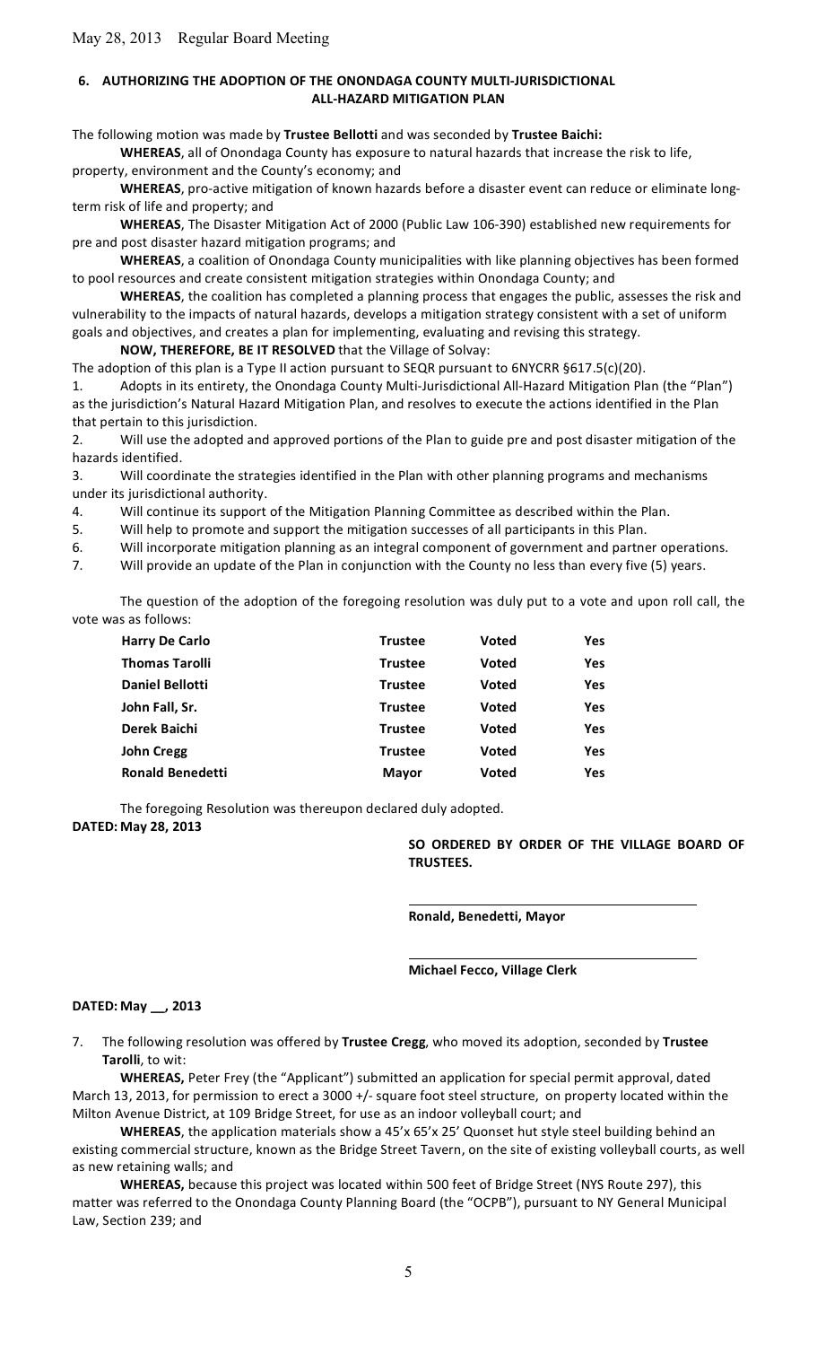## 6. AUTHORIZING THE ADOPTION OF THE ONONDAGA COUNTY MULTI-JURISDICTIONAL ALL-HAZARD MITIGATION PLAN

The following motion was made by **Trustee Bellotti** and was seconded by **Trustee Baichi:**

**WHEREAS**, all of Onondaga County has exposure to natural hazards that increase the risk to life, property, environment and the County's economy; and

**WHEREAS**, pro-active mitigation of known hazards before a disaster event can reduce or eliminate long-term risk of life and property; and

**WHEREAS**, The Disaster Mitigation Act of 2000 (Public Law 106-390) established new requirements for pre and post disaster hazard mitigation programs; and

**WHEREAS**, a coalition of Onondaga County municipalities with like planning objectives has been formed to pool resources and create consistent mitigation strategies within Onondaga County; and

**WHEREAS**, the coalition has completed a planning process that engages the public, assesses the risk and vulnerability to the impacts of natural hazards, develops a mitigation strategy consistent with a set of uniform goals and objectives, and creates a plan for implementing, evaluating and revising this strategy.

**NOW, THEREFORE, BE IT RESOLVED** that the Village of Solvay:

The adoption of this plan is a Type II action pursuant to SEQR pursuant to 6NYCRR §617.5(c)(20).

1. Adopts in its entirety, the Onondaga County Multi-Jurisdictional All-Hazard Mitigation Plan (the "Plan") as the jurisdiction's Natural Hazard Mitigation Plan, and resolves to execute the actions identified in the Plan that pertain to this jurisdiction.
2. Will use the adopted and approved portions of the Plan to guide pre and post disaster mitigation of the hazards identified.
3. Will coordinate the strategies identified in the Plan with other planning programs and mechanisms under its jurisdictional authority.
4. Will continue its support of the Mitigation Planning Committee as described within the Plan.
5. Will help to promote and support the mitigation successes of all participants in this Plan.
6. Will incorporate mitigation planning as an integral component of government and partner operations.
7. Will provide an update of the Plan in conjunction with the County no less than every five (5) years.

The question of the adoption of the foregoing resolution was duly put to a vote and upon roll call, the vote was as follows:

| | | | |
|---|---|---|---|
| **Harry De Carlo** | **Trustee** | **Voted** | **Yes** |
| **Thomas Tarolli** | **Trustee** | **Voted** | **Yes** |
| **Daniel Bellotti** | **Trustee** | **Voted** | **Yes** |
| **John Fall, Sr.** | **Trustee** | **Voted** | **Yes** |
| **Derek Baichi** | **Trustee** | **Voted** | **Yes** |
| **John Cregg** | **Trustee** | **Voted** | **Yes** |
| **Ronald Benedetti** | **Mayor** | **Voted** | **Yes** |

The foregoing Resolution was thereupon declared duly adopted.

**DATED: May 28, 2013**

**SO ORDERED BY ORDER OF THE VILLAGE BOARD OF TRUSTEES.**

**Ronald, Benedetti, Mayor**

**Michael Fecco, Village Clerk**

**DATED: May \_\_, 2013**

7. The following resolution was offered by **Trustee Cregg**, who moved its adoption, seconded by **Trustee Tarolli**, to wit:

**WHEREAS,** Peter Frey (the "Applicant") submitted an application for special permit approval, dated March 13, 2013, for permission to erect a 3000 +/- square foot steel structure, on property located within the Milton Avenue District, at 109 Bridge Street, for use as an indoor volleyball court; and

**WHEREAS**, the application materials show a 45'x 65'x 25' Quonset hut style steel building behind an existing commercial structure, known as the Bridge Street Tavern, on the site of existing volleyball courts, as well as new retaining walls; and

**WHEREAS,** because this project was located within 500 feet of Bridge Street (NYS Route 297), this matter was referred to the Onondaga County Planning Board (the "OCPB"), pursuant to NY General Municipal Law, Section 239; and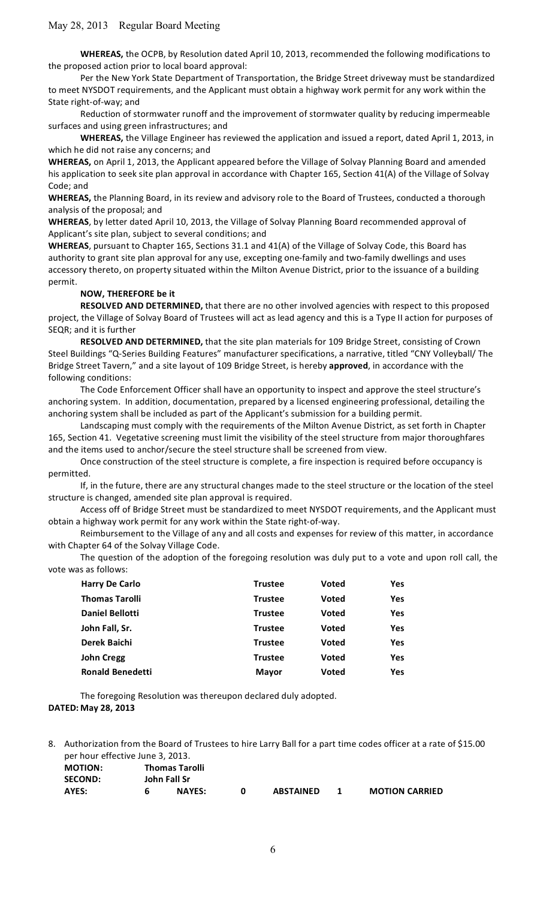**WHEREAS,** the OCPB, by Resolution dated April 10, 2013, recommended the following modifications to the proposed action prior to local board approval:

Per the New York State Department of Transportation, the Bridge Street driveway must be standardized to meet NYSDOT requirements, and the Applicant must obtain a highway work permit for any work within the State right-of-way; and

Reduction of stormwater runoff and the improvement of stormwater quality by reducing impermeable surfaces and using green infrastructures; and

**WHEREAS,** the Village Engineer has reviewed the application and issued a report, dated April 1, 2013, in which he did not raise any concerns; and

**WHEREAS,** on April 1, 2013, the Applicant appeared before the Village of Solvay Planning Board and amended his application to seek site plan approval in accordance with Chapter 165, Section 41(A) of the Village of Solvay Code; and

**WHEREAS,** the Planning Board, in its review and advisory role to the Board of Trustees, conducted a thorough analysis of the proposal; and

**WHEREAS**, by letter dated April 10, 2013, the Village of Solvay Planning Board recommended approval of Applicant's site plan, subject to several conditions; and

**WHEREAS**, pursuant to Chapter 165, Sections 31.1 and 41(A) of the Village of Solvay Code, this Board has authority to grant site plan approval for any use, excepting one-family and two-family dwellings and uses accessory thereto, on property situated within the Milton Avenue District, prior to the issuance of a building permit.

**NOW, THEREFORE be it**

**RESOLVED AND DETERMINED,** that there are no other involved agencies with respect to this proposed project, the Village of Solvay Board of Trustees will act as lead agency and this is a Type II action for purposes of SEQR; and it is further

**RESOLVED AND DETERMINED,** that the site plan materials for 109 Bridge Street, consisting of Crown Steel Buildings "Q-Series Building Features" manufacturer specifications, a narrative, titled "CNY Volleyball/ The Bridge Street Tavern," and a site layout of 109 Bridge Street, is hereby **approved**, in accordance with the following conditions:

The Code Enforcement Officer shall have an opportunity to inspect and approve the steel structure's anchoring system. In addition, documentation, prepared by a licensed engineering professional, detailing the anchoring system shall be included as part of the Applicant's submission for a building permit.

Landscaping must comply with the requirements of the Milton Avenue District, as set forth in Chapter 165, Section 41. Vegetative screening must limit the visibility of the steel structure from major thoroughfares and the items used to anchor/secure the steel structure shall be screened from view.

Once construction of the steel structure is complete, a fire inspection is required before occupancy is permitted.

If, in the future, there are any structural changes made to the steel structure or the location of the steel structure is changed, amended site plan approval is required.

Access off of Bridge Street must be standardized to meet NYSDOT requirements, and the Applicant must obtain a highway work permit for any work within the State right-of-way.

Reimbursement to the Village of any and all costs and expenses for review of this matter, in accordance with Chapter 64 of the Solvay Village Code.

The question of the adoption of the foregoing resolution was duly put to a vote and upon roll call, the vote was as follows:

| | | | |
|---|---|---|---|
| **Harry De Carlo** | **Trustee** | **Voted** | **Yes** |
| **Thomas Tarolli** | **Trustee** | **Voted** | **Yes** |
| **Daniel Bellotti** | **Trustee** | **Voted** | **Yes** |
| **John Fall, Sr.** | **Trustee** | **Voted** | **Yes** |
| **Derek Baichi** | **Trustee** | **Voted** | **Yes** |
| **John Cregg** | **Trustee** | **Voted** | **Yes** |
| **Ronald Benedetti** | **Mayor** | **Voted** | **Yes** |

The foregoing Resolution was thereupon declared duly adopted.

**DATED: May 28, 2013**

8. Authorization from the Board of Trustees to hire Larry Ball for a part time codes officer at a rate of $15.00 per hour effective June 3, 2013.

| | | | | | | |
|---|---|---|---|---|---|---|
| **MOTION:** | **Thomas Tarolli** | | | | | |
| **SECOND:** | **John Fall Sr** | | | | | |
| **AYES:** | **6** | **NAYES:** | **0** | **ABSTAINED** | **1** | **MOTION CARRIED** |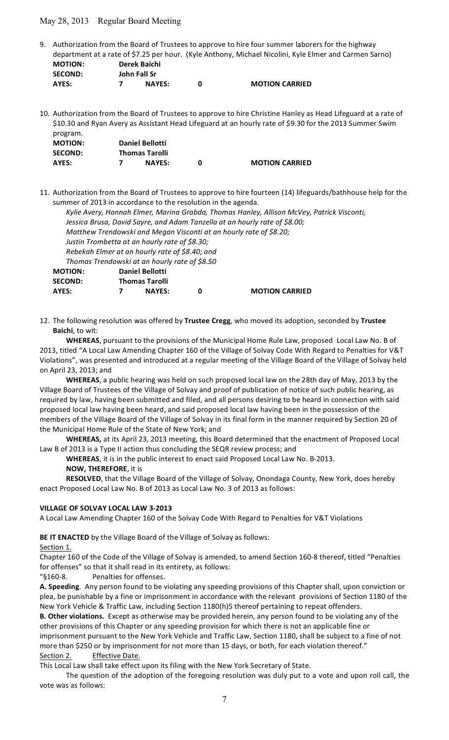9. Authorization from the Board of Trustees to approve to hire four summer laborers for the highway department at a rate of $7.25 per hour. (Kyle Anthony, Michael Nicolini, Kyle Elmer and Carmen Sarno)

| | | | | |
|---|---|---|---|---|
| **MOTION:** | **Derek Baichi** | | | |
| **SECOND:** | **John Fall Sr** | | | |
| **AYES:** | **7** | **NAYES:** | **0** | **MOTION CARRIED** |

10. Authorization from the Board of Trustees to approve to hire Christine Hanley as Head Lifeguard at a rate of $10.30 and Ryan Avery as Assistant Head Lifeguard at an hourly rate of $9.30 for the 2013 Summer Swim program.

| | | | | |
|---|---|---|---|---|
| **MOTION:** | **Daniel Bellotti** | | | |
| **SECOND:** | **Thomas Tarolli** | | | |
| **AYES:** | **7** | **NAYES:** | **0** | **MOTION CARRIED** |

11. Authorization from the Board of Trustees to approve to hire fourteen (14) lifeguards/bathhouse help for the summer of 2013 in accordance to the resolution in the agenda.

    *Kylie Avery, Hannah Elmer, Marina Grabda, Thomas Hanley, Allison McVey, Patrick Visconti, Jessica Brusa, David Sayre, and Adam Tanzella at an hourly rate of $8.00;*
    *Matthew Trendowski and Megan Visconti at an hourly rate of $8.20;*
    *Justin Trombetta at an hourly rate of $8.30;*
    *Rebekah Elmer at an hourly rate of $8.40; and*
    *Thomas Trendowski at an hourly rate of $8.50*

| | | | | |
|---|---|---|---|---|
| **MOTION:** | **Daniel Bellotti** | | | |
| **SECOND:** | **Thomas Tarolli** | | | |
| **AYES:** | **7** | **NAYES:** | **0** | **MOTION CARRIED** |

12. The following resolution was offered by **Trustee Cregg**, who moved its adoption, seconded by **Trustee Baichi**, to wit:

**WHEREAS**, pursuant to the provisions of the Municipal Home Rule Law, proposed Local Law No. B of 2013, titled "A Local Law Amending Chapter 160 of the Village of Solvay Code With Regard to Penalties for V&T Violations", was presented and introduced at a regular meeting of the Village Board of the Village of Solvay held on April 23, 2013; and

**WHEREAS**, a public hearing was held on such proposed local law on the 28th day of May, 2013 by the Village Board of Trustees of the Village of Solvay and proof of publication of notice of such public hearing, as required by law, having been submitted and filed, and all persons desiring to be heard in connection with said proposed local law having been heard, and said proposed local law having been in the possession of the members of the Village Board of the Village of Solvay in its final form in the manner required by Section 20 of the Municipal Home Rule of the State of New York; and

**WHEREAS,** at its April 23, 2013 meeting, this Board determined that the enactment of Proposed Local Law B of 2013 is a Type II action thus concluding the SEQR review process; and

**WHEREAS**, it is in the public interest to enact said Proposed Local Law No. B-2013.

**NOW, THEREFORE**, it is

**RESOLVED**, that the Village Board of the Village of Solvay, Onondaga County, New York, does hereby enact Proposed Local Law No. B of 2013 as Local Law No. 3 of 2013 as follows:

**VILLAGE OF SOLVAY LOCAL LAW 3-2013**

A Local Law Amending Chapter 160 of the Solvay Code With Regard to Penalties for V&T Violations

**BE IT ENACTED** by the Village Board of the Village of Solvay as follows:

Section 1.

Chapter 160 of the Code of the Village of Solvay is amended, to amend Section 160-8 thereof, titled "Penalties for offenses" so that it shall read in its entirety, as follows:

"§160-8. Penalties for offenses.

**A. Speeding**. Any person found to be violating any speeding provisions of this Chapter shall, upon conviction or plea, be punishable by a fine or imprisonment in accordance with the relevant provisions of Section 1180 of the New York Vehicle & Traffic Law, including Section 1180(h)5 thereof pertaining to repeat offenders.

**B. Other violations.** Except as otherwise may be provided herein, any person found to be violating any of the other provisions of this Chapter or any speeding provision for which there is not an applicable fine or imprisonment pursuant to the New York Vehicle and Traffic Law, Section 1180, shall be subject to a fine of not more than $250 or by imprisonment for not more than 15 days, or both, for each violation thereof."

Section 2. Effective Date.

This Local Law shall take effect upon its filing with the New York Secretary of State.

The question of the adoption of the foregoing resolution was duly put to a vote and upon roll call, the vote was as follows: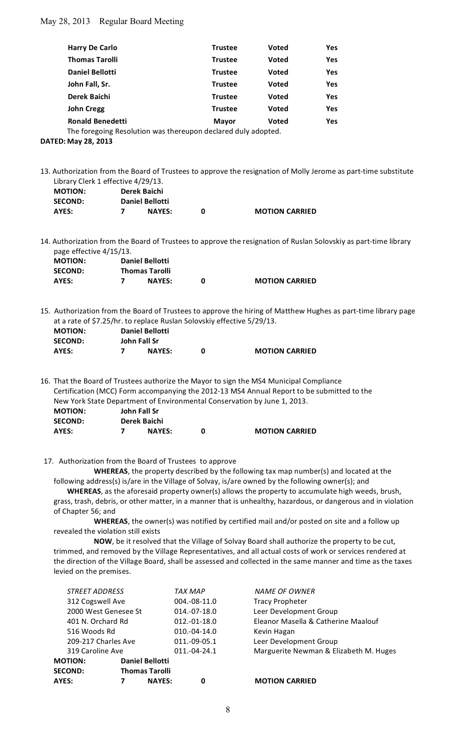| | | | |
|---|---|---|---|
| **Harry De Carlo** | **Trustee** | **Voted** | **Yes** |
| **Thomas Tarolli** | **Trustee** | **Voted** | **Yes** |
| **Daniel Bellotti** | **Trustee** | **Voted** | **Yes** |
| **John Fall, Sr.** | **Trustee** | **Voted** | **Yes** |
| **Derek Baichi** | **Trustee** | **Voted** | **Yes** |
| **John Cregg** | **Trustee** | **Voted** | **Yes** |
| **Ronald Benedetti** | **Mayor** | **Voted** | **Yes** |

The foregoing Resolution was thereupon declared duly adopted.

**DATED: May 28, 2013**

13. Authorization from the Board of Trustees to approve the resignation of Molly Jerome as part-time substitute Library Clerk 1 effective 4/29/13.

| | | | | |
|---|---|---|---|---|
| **MOTION:** | **Derek Baichi** | | | |
| **SECOND:** | **Daniel Bellotti** | | | |
| **AYES:** | **7** | **NAYES:** | **0** | **MOTION CARRIED** |

14. Authorization from the Board of Trustees to approve the resignation of Ruslan Solovskiy as part-time library page effective 4/15/13.

| | | | | |
|---|---|---|---|---|
| **MOTION:** | **Daniel Bellotti** | | | |
| **SECOND:** | **Thomas Tarolli** | | | |
| **AYES:** | **7** | **NAYES:** | **0** | **MOTION CARRIED** |

15. Authorization from the Board of Trustees to approve the hiring of Matthew Hughes as part-time library page at a rate of $7.25/hr. to replace Ruslan Solovskiy effective 5/29/13.

| | | | | |
|---|---|---|---|---|
| **MOTION:** | **Daniel Bellotti** | | | |
| **SECOND:** | **John Fall Sr** | | | |
| **AYES:** | **7** | **NAYES:** | **0** | **MOTION CARRIED** |

16. That the Board of Trustees authorize the Mayor to sign the MS4 Municipal Compliance Certification (MCC) Form accompanying the 2012-13 MS4 Annual Report to be submitted to the New York State Department of Environmental Conservation by June 1, 2013.

| | | | | |
|---|---|---|---|---|
| **MOTION:** | **John Fall Sr** | | | |
| **SECOND:** | **Derek Baichi** | | | |
| **AYES:** | **7** | **NAYES:** | **0** | **MOTION CARRIED** |

17. Authorization from the Board of Trustees to approve

**WHEREAS**, the property described by the following tax map number(s) and located at the following address(s) is/are in the Village of Solvay, is/are owned by the following owner(s); and

**WHEREAS**, as the aforesaid property owner(s) allows the property to accumulate high weeds, brush, grass, trash, debris, or other matter, in a manner that is unhealthy, hazardous, or dangerous and in violation of Chapter 56; and

**WHEREAS**, the owner(s) was notified by certified mail and/or posted on site and a follow up revealed the violation still exists

**NOW**, be it resolved that the Village of Solvay Board shall authorize the property to be cut, trimmed, and removed by the Village Representatives, and all actual costs of work or services rendered at the direction of the Village Board, shall be assessed and collected in the same manner and time as the taxes levied on the premises.

| *STREET ADDRESS* | *TAX MAP* | *NAME OF OWNER* |
|---|---|---|
| 312 Cogswell Ave | 004.-08-11.0 | Tracy Propheter |
| 2000 West Genesee St | 014.-07-18.0 | Leer Development Group |
| 401 N. Orchard Rd | 012.-01-18.0 | Eleanor Masella & Catherine Maalouf |
| 516 Woods Rd | 010.-04-14.0 | Kevin Hagan |
| 209-217 Charles Ave | 011.-09-05.1 | Leer Development Group |
| 319 Caroline Ave | 011.-04-24.1 | Marguerite Newman & Elizabeth M. Huges |

| | | | | |
|---|---|---|---|---|
| **MOTION:** | **Daniel Bellotti** | | | |
| **SECOND:** | **Thomas Tarolli** | | | |
| **AYES:** | **7** | **NAYES:** | **0** | **MOTION CARRIED** |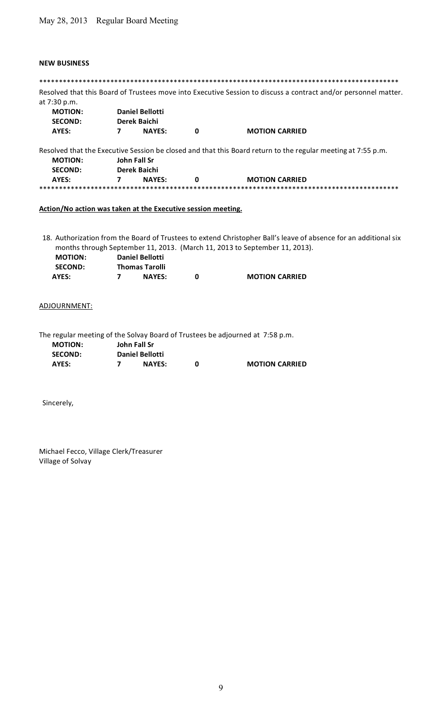**NEW BUSINESS**

*****************************************************************************************

Resolved that this Board of Trustees move into Executive Session to discuss a contract and/or personnel matter. at 7:30 p.m.

| | | | | |
|---|---|---|---|---|
| **MOTION:** | **Daniel Bellotti** | | | |
| **SECOND:** | **Derek Baichi** | | | |
| **AYES:** | **7** | **NAYES:** | **0** | **MOTION CARRIED** |

Resolved that the Executive Session be closed and that this Board return to the regular meeting at 7:55 p.m.

| | | | | |
|---|---|---|---|---|
| **MOTION:** | **John Fall Sr** | | | |
| **SECOND:** | **Derek Baichi** | | | |
| **AYES:** | **7** | **NAYES:** | **0** | **MOTION CARRIED** |

*****************************************************************************************

**Action/No action was taken at the Executive session meeting.**

18. Authorization from the Board of Trustees to extend Christopher Ball's leave of absence for an additional six months through September 11, 2013. (March 11, 2013 to September 11, 2013).

| | | | | |
|---|---|---|---|---|
| **MOTION:** | **Daniel Bellotti** | | | |
| **SECOND:** | **Thomas Tarolli** | | | |
| **AYES:** | **7** | **NAYES:** | **0** | **MOTION CARRIED** |

ADJOURNMENT:

The regular meeting of the Solvay Board of Trustees be adjourned at 7:58 p.m.

| | | | | |
|---|---|---|---|---|
| **MOTION:** | **John Fall Sr** | | | |
| **SECOND:** | **Daniel Bellotti** | | | |
| **AYES:** | **7** | **NAYES:** | **0** | **MOTION CARRIED** |

Sincerely,

Michael Fecco, Village Clerk/Treasurer
Village of Solvay